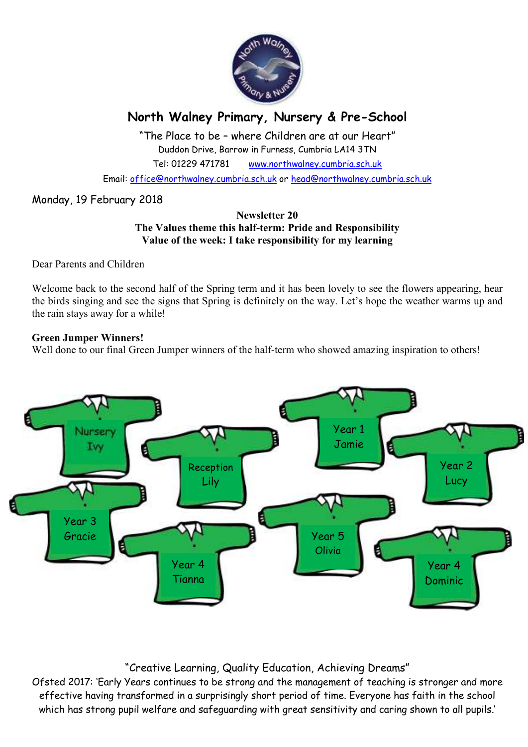# North Walney Primary, Nursery & Pre-School

"The Place to be – where Children are at our Heart"
Duddon Drive, Barrow in Furness, Cumbria LA14 3TN
Tel: 01229 471781 www.northwalney.cumbria.sch.uk
Email: office@northwalney.cumbria.sch.uk or head@northwalney.cumbria.sch.uk

Monday, 19 February 2018

**Newsletter 20**
**The Values theme this half-term: Pride and Responsibility**
**Value of the week: I take responsibility for my learning**

Dear Parents and Children

Welcome back to the second half of the Spring term and it has been lovely to see the flowers appearing, hear the birds singing and see the signs that Spring is definitely on the way. Let's hope the weather warms up and the rain stays away for a while!

**Green Jumper Winners!**
Well done to our final Green Jumper winners of the half-term who showed amazing inspiration to others!

- Nursery – Ivy
- Reception – Lily
- Year 1 – Jamie
- Year 2 – Lucy
- Year 3 – Gracie
- Year 4 – Tianna
- Year 5 – Olivia
- Year 4 – Dominic

"Creative Learning, Quality Education, Achieving Dreams"
Ofsted 2017: 'Early Years continues to be strong and the management of teaching is stronger and more effective having transformed in a surprisingly short period of time. Everyone has faith in the school which has strong pupil welfare and safeguarding with great sensitivity and caring shown to all pupils.'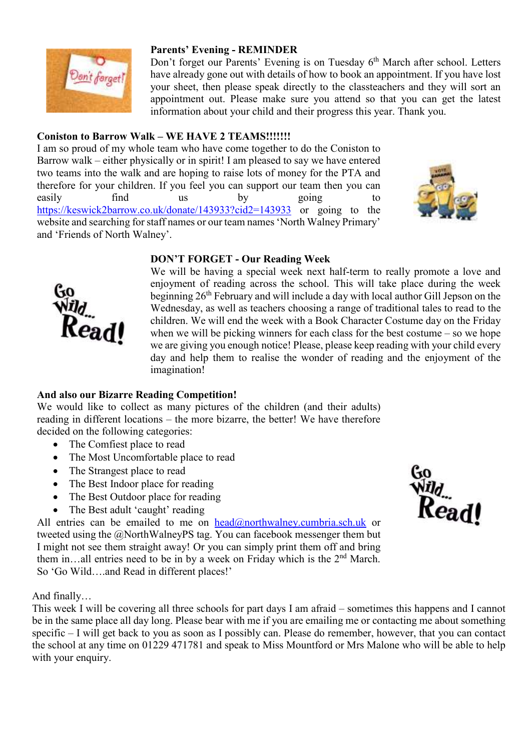**Parents' Evening - REMINDER**

Don't forget our Parents' Evening is on Tuesday 6th March after school. Letters have already gone out with details of how to book an appointment. If you have lost your sheet, then please speak directly to the classteachers and they will sort an appointment out. Please make sure you attend so that you can get the latest information about your child and their progress this year. Thank you.

**Coniston to Barrow Walk – WE HAVE 2 TEAMS!!!!!!!**

I am so proud of my whole team who have come together to do the Coniston to Barrow walk – either physically or in spirit! I am pleased to say we have entered two teams into the walk and are hoping to raise lots of money for the PTA and therefore for your children. If you feel you can support our team then you can easily find us by going to https://keswick2barrow.co.uk/donate/143933?cid2=143933 or going to the website and searching for staff names or our team names 'North Walney Primary' and 'Friends of North Walney'.

**DON'T FORGET - Our Reading Week**

We will be having a special week next half-term to really promote a love and enjoyment of reading across the school. This will take place during the week beginning 26th February and will include a day with local author Gill Jepson on the Wednesday, as well as teachers choosing a range of traditional tales to read to the children. We will end the week with a Book Character Costume day on the Friday when we will be picking winners for each class for the best costume – so we hope we are giving you enough notice! Please, please keep reading with your child every day and help them to realise the wonder of reading and the enjoyment of the imagination!

**And also our Bizarre Reading Competition!**

We would like to collect as many pictures of the children (and their adults) reading in different locations – the more bizarre, the better! We have therefore decided on the following categories:

- The Comfiest place to read
- The Most Uncomfortable place to read
- The Strangest place to read
- The Best Indoor place for reading
- The Best Outdoor place for reading
- The Best adult 'caught' reading

All entries can be emailed to me on head@northwalney.cumbria.sch.uk or tweeted using the @NorthWalneyPS tag. You can facebook messenger them but I might not see them straight away! Or you can simply print them off and bring them in…all entries need to be in by a week on Friday which is the 2nd March. So 'Go Wild….and Read in different places!'

And finally…

This week I will be covering all three schools for part days I am afraid – sometimes this happens and I cannot be in the same place all day long. Please bear with me if you are emailing me or contacting me about something specific – I will get back to you as soon as I possibly can. Please do remember, however, that you can contact the school at any time on 01229 471781 and speak to Miss Mountford or Mrs Malone who will be able to help with your enquiry.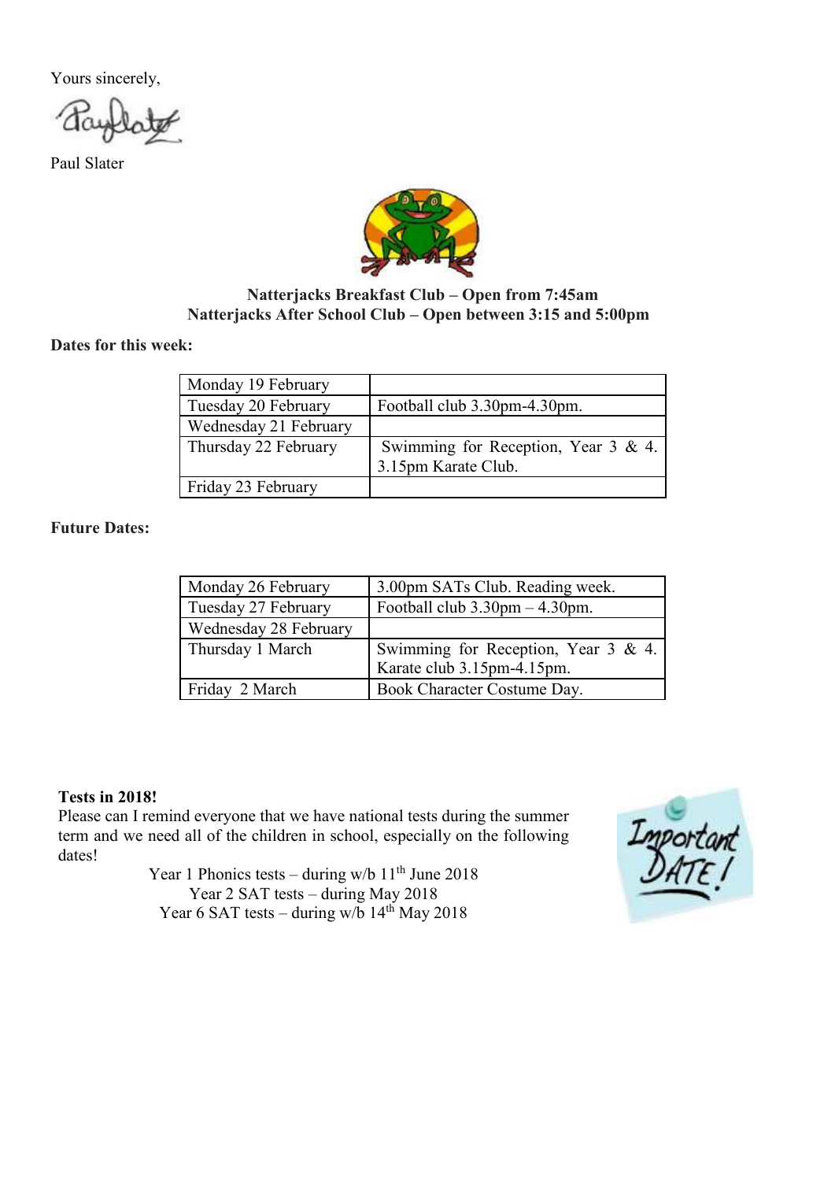Yours sincerely,

Paul Slater

**Natterjacks Breakfast Club – Open from 7:45am**
**Natterjacks After School Club – Open between 3:15 and 5:00pm**

**Dates for this week:**

| | |
|---|---|
| Monday 19 February | |
| Tuesday 20 February | Football club 3.30pm-4.30pm. |
| Wednesday 21 February | |
| Thursday 22 February | Swimming for Reception, Year 3 & 4. 3.15pm Karate Club. |
| Friday 23 February | |

**Future Dates:**

| | |
|---|---|
| Monday 26 February | 3.00pm SATs Club. Reading week. |
| Tuesday 27 February | Football club 3.30pm – 4.30pm. |
| Wednesday 28 February | |
| Thursday 1 March | Swimming for Reception, Year 3 & 4. Karate club 3.15pm-4.15pm. |
| Friday 2 March | Book Character Costume Day. |

**Tests in 2018!**

Please can I remind everyone that we have national tests during the summer term and we need all of the children in school, especially on the following dates!

Year 1 Phonics tests – during w/b 11th June 2018
Year 2 SAT tests – during May 2018
Year 6 SAT tests – during w/b 14th May 2018